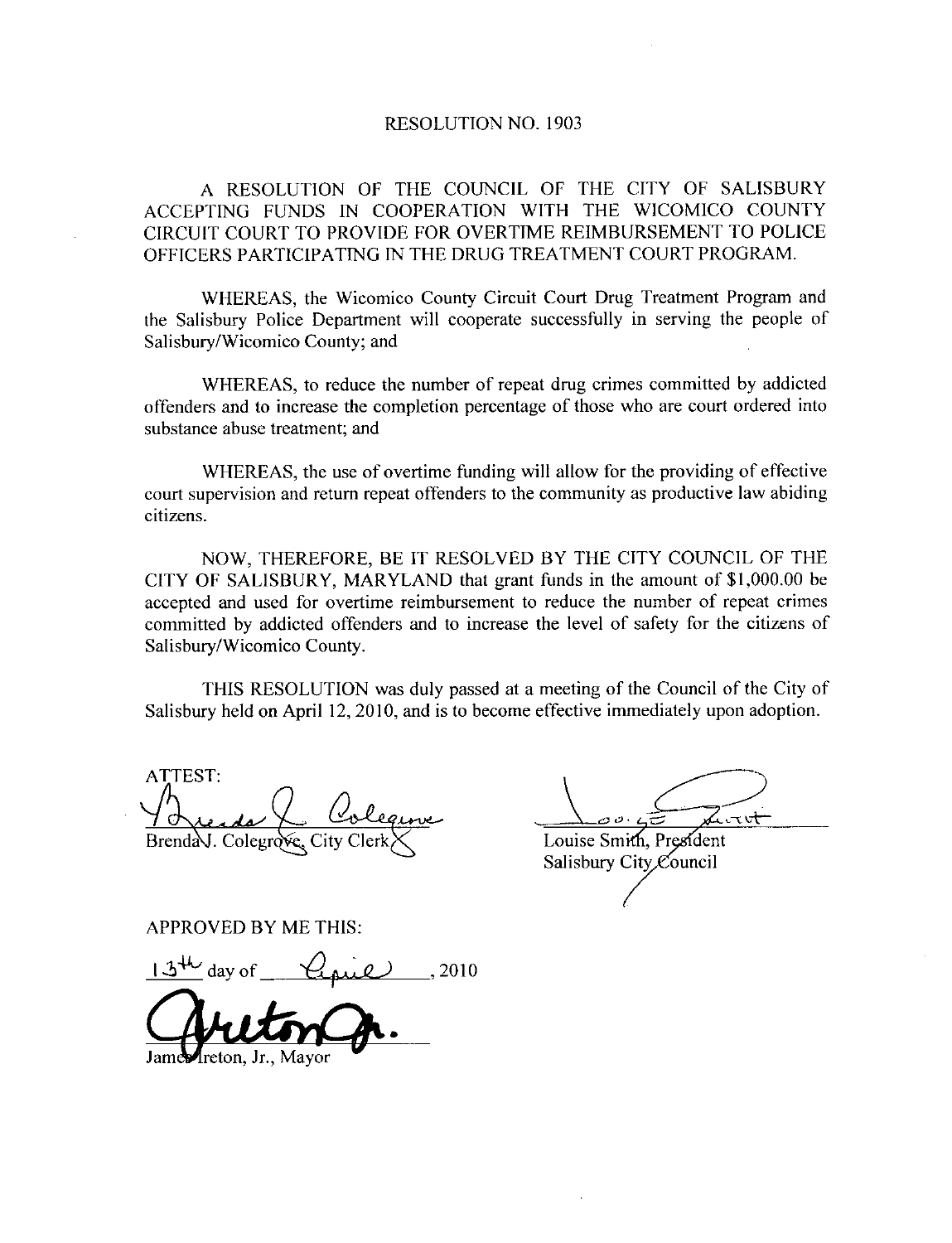# RESOLUTION NO. 1903

A RESOLUTION OF THE COUNCIL OF THE CITY OF SALISBURY ACCEPTING FUNDS IN COOPERATION WITH THE WICOMICO COUNTY CIRCUIT COURT TO PROVIDE FOR OVERTIME REIMBURSEMENT TO POLICE OFFICERS PARTICIPATING IN THE DRUG TREATMENT COURT PROGRAM.

WHEREAS, the Wicomico County Circuit Court Drug Treatment Program and the Salisbury Police Department will cooperate successfully in serving the people of Salisbury/Wicomico County; and

WHEREAS, to reduce the number of repeat drug crimes committed by addicted offenders and to increase the completion percentage of those who are court ordered into substance abuse treatment; and

WHEREAS, the use of overtime funding will allow for the providing of effective court supervision and return repeat offenders to the community as productive law abiding citizens.

NOW, THEREFORE, BE IT RESOLVED BY THE CITY COUNCIL OF THE CITY OF SALISBURY, MARYLAND that grant funds in the amount of $1,000.00 be accepted and used for overtime reimbursement to reduce the number of repeat crimes committed by addicted offenders and to increase the level of safety for the citizens of Salisbury/Wicomico County.

THIS RESOLUTION was duly passed at a meeting of the Council of the City of Salisbury held on April 12, 2010, and is to become effective immediately upon adoption.

ATTEST:

Brenda J. Colegrove, City Clerk

Louise Smith, President
Salisbury City Council

APPROVED BY ME THIS:

13th day of April, 2010

James Ireton, Jr., Mayor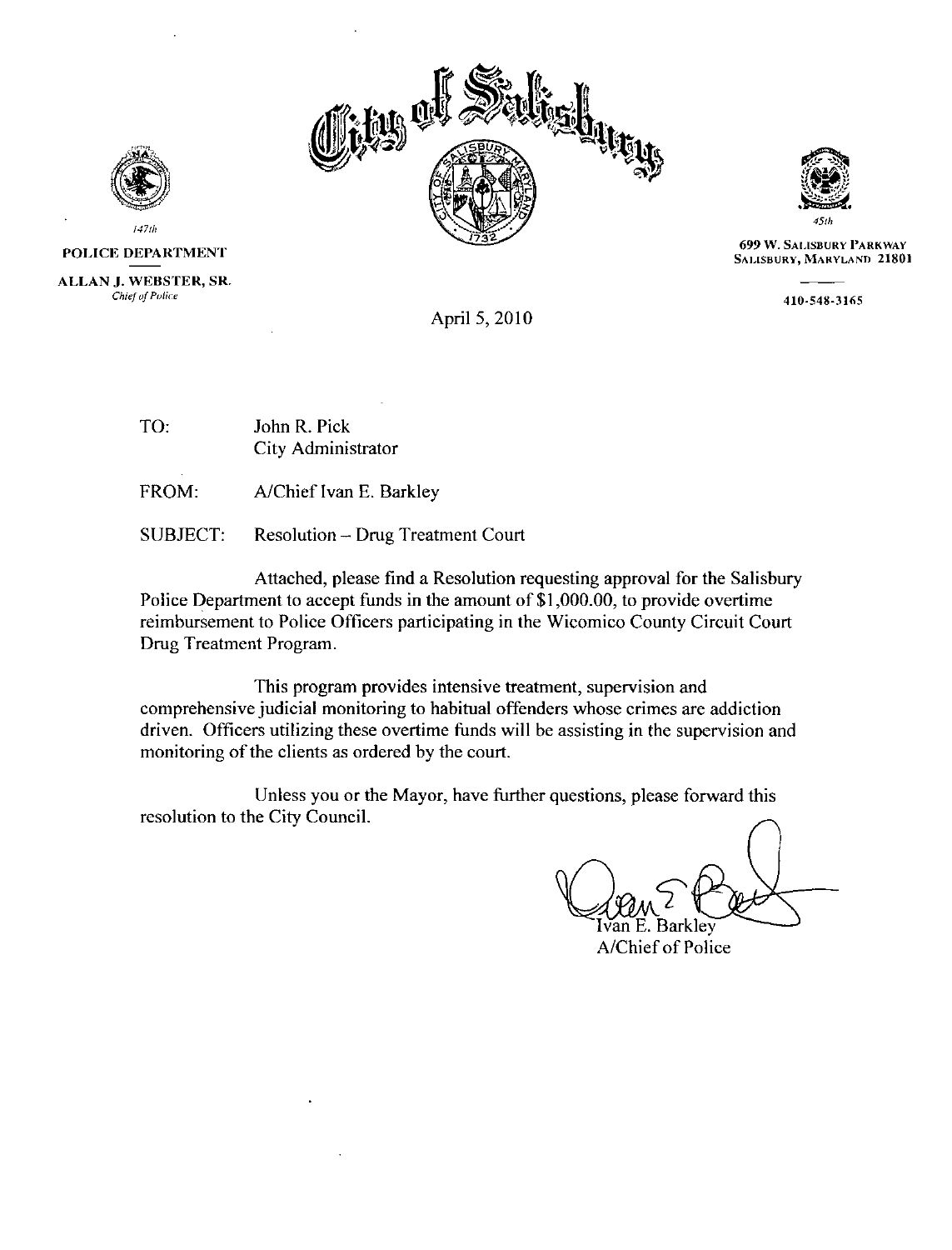# City of Salisbury

147th

**POLICE DEPARTMENT**

**ALLAN J. WEBSTER, SR.**
*Chief of Police*

45th

**699 W. SALISBURY PARKWAY**
**SALISBURY, MARYLAND 21801**

**410-548-3165**

April 5, 2010

TO: John R. Pick
City Administrator

FROM: A/Chief Ivan E. Barkley

SUBJECT: Resolution – Drug Treatment Court

Attached, please find a Resolution requesting approval for the Salisbury Police Department to accept funds in the amount of $1,000.00, to provide overtime reimbursement to Police Officers participating in the Wicomico County Circuit Court Drug Treatment Program.

This program provides intensive treatment, supervision and comprehensive judicial monitoring to habitual offenders whose crimes are addiction driven. Officers utilizing these overtime funds will be assisting in the supervision and monitoring of the clients as ordered by the court.

Unless you or the Mayor, have further questions, please forward this resolution to the City Council.

Ivan E. Barkley
A/Chief of Police